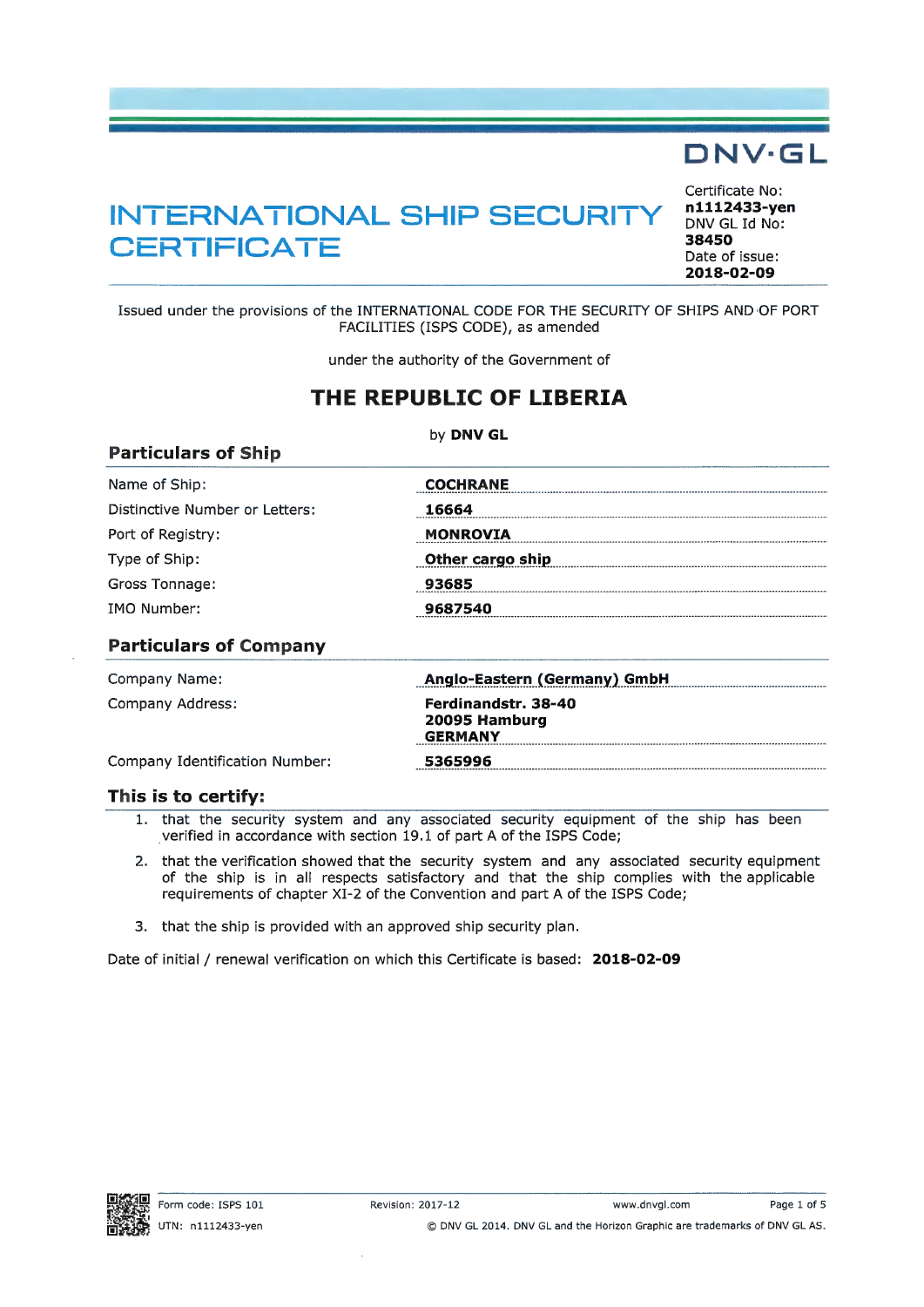DNV·GL

# INTERNATIONAL SHIP SECURITY CERTIFICATE

Certificate No:
**n1112433-yen**
DNV GL Id No:
**38450**
Date of issue:
**2018-02-09**

Issued under the provisions of the INTERNATIONAL CODE FOR THE SECURITY OF SHIPS AND OF PORT FACILITIES (ISPS CODE), as amended

under the authority of the Government of

## THE REPUBLIC OF LIBERIA

by **DNV GL**

### Particulars of Ship

| | |
|---|---|
| Name of Ship: | **COCHRANE** |
| Distinctive Number or Letters: | **16664** |
| Port of Registry: | **MONROVIA** |
| Type of Ship: | **Other cargo ship** |
| Gross Tonnage: | **93685** |
| IMO Number: | **9687540** |

### Particulars of Company

| | |
|---|---|
| Company Name: | **Anglo-Eastern (Germany) GmbH** |
| Company Address: | **Ferdinandstr. 38-40**<br>**20095 Hamburg**<br>**GERMANY** |
| Company Identification Number: | **5365996** |

### This is to certify:

1. that the security system and any associated security equipment of the ship has been verified in accordance with section 19.1 of part A of the ISPS Code;
2. that the verification showed that the security system and any associated security equipment of the ship is in all respects satisfactory and that the ship complies with the applicable requirements of chapter XI-2 of the Convention and part A of the ISPS Code;
3. that the ship is provided with an approved ship security plan.

Date of initial / renewal verification on which this Certificate is based: **2018-02-09**

Form code: ISPS 101 Revision: 2017-12 www.dnvgl.com
UTN: n1112433-yen © DNV GL 2014. DNV GL and the Horizon Graphic are trademarks of DNV GL AS.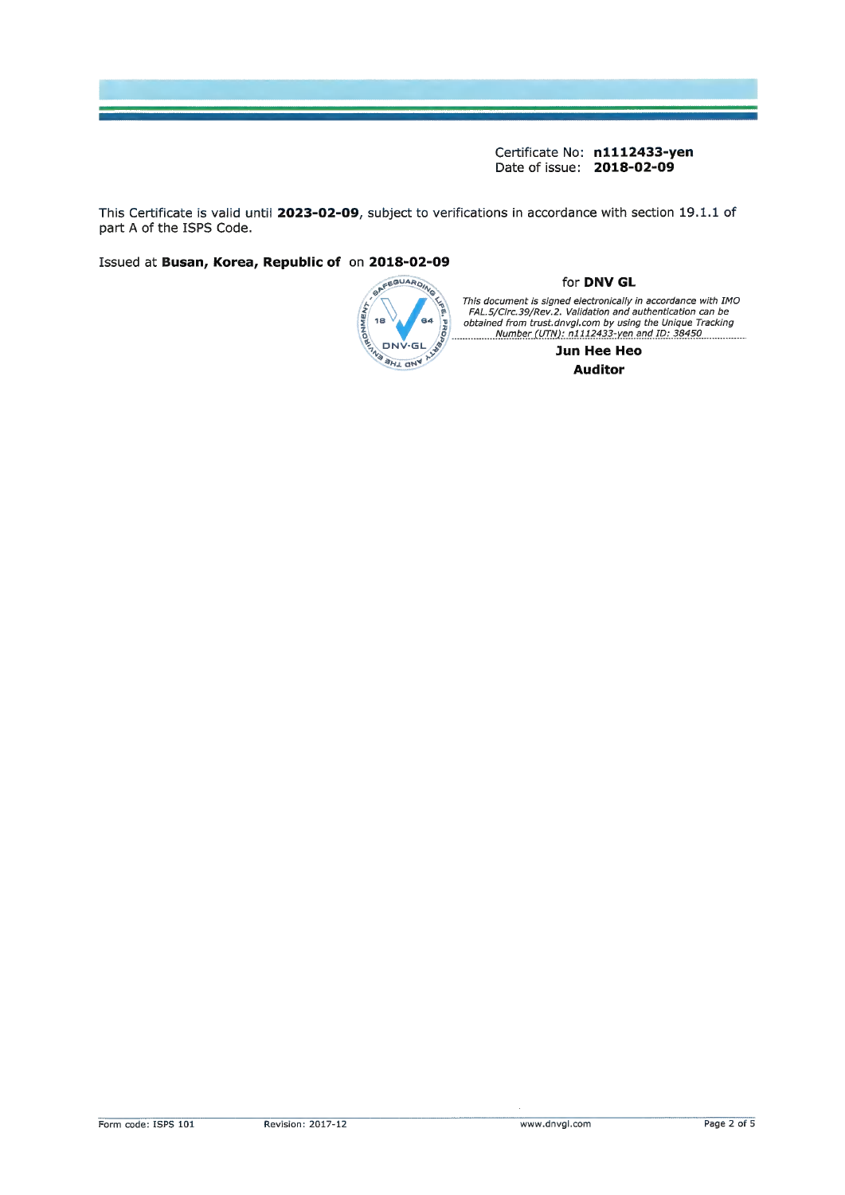Certificate No: **n1112433-yen**
Date of issue: **2018-02-09**

This Certificate is valid until **2023-02-09**, subject to verifications in accordance with section 19.1.1 of part A of the ISPS Code.

Issued at **Busan, Korea, Republic of** on **2018-02-09**

for **DNV GL**

*This document is signed electronically in accordance with IMO FAL.5/Circ.39/Rev.2. Validation and authentication can be obtained from trust.dnvgl.com by using the Unique Tracking Number (UTN): n1112433-yen and ID: 38450*

**Jun Hee Heo**
**Auditor**

Form code: ISPS 101 | Revision: 2017-12 | www.dnvgl.com